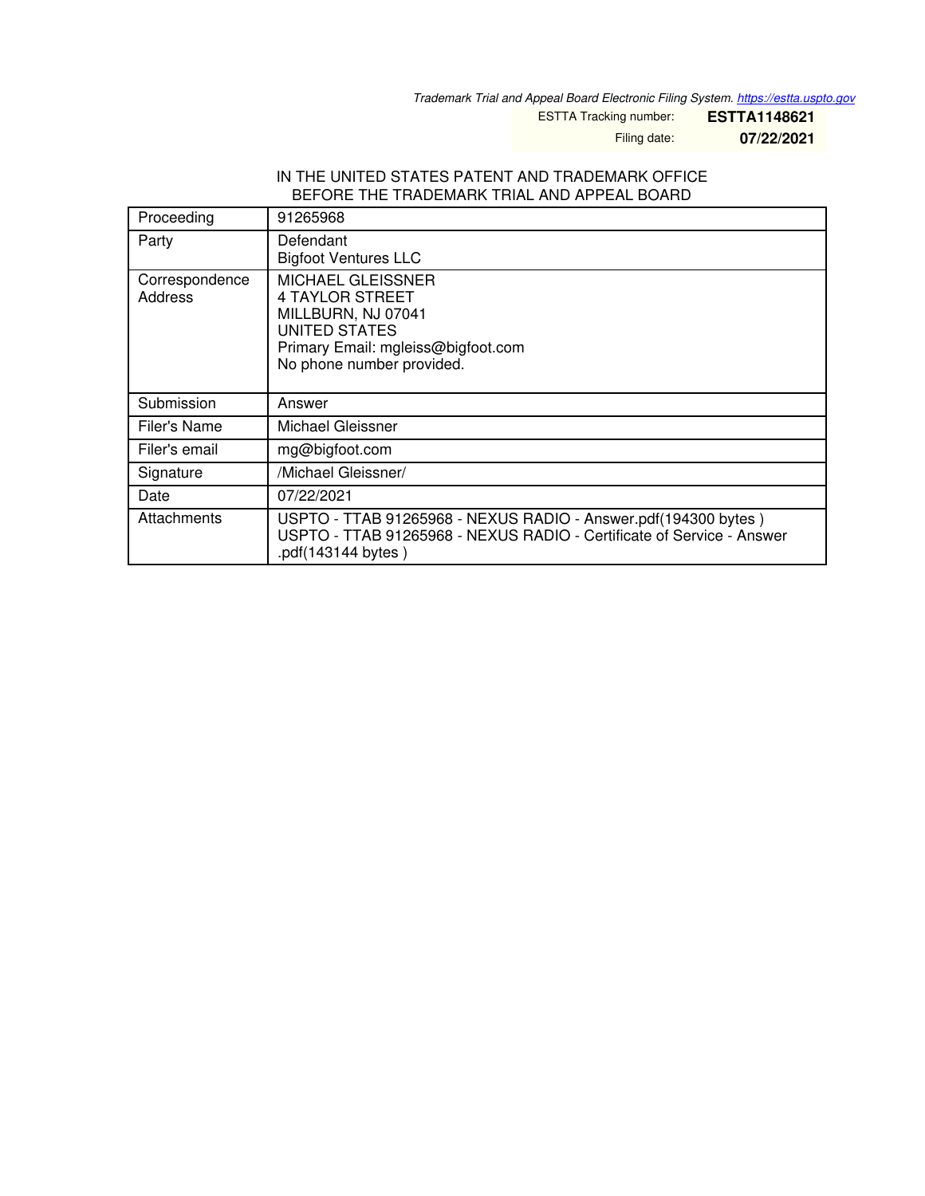*Trademark Trial and Appeal Board Electronic Filing System. https://estta.uspto.gov*

ESTTA Tracking number: **ESTTA1148621**

Filing date: **07/22/2021**

IN THE UNITED STATES PATENT AND TRADEMARK OFFICE
BEFORE THE TRADEMARK TRIAL AND APPEAL BOARD

| | |
|---|---|
| Proceeding | 91265968 |
| Party | Defendant<br>Bigfoot Ventures LLC |
| Correspondence Address | MICHAEL GLEISSNER<br>4 TAYLOR STREET<br>MILLBURN, NJ 07041<br>UNITED STATES<br>Primary Email: mgleiss@bigfoot.com<br>No phone number provided. |
| Submission | Answer |
| Filer's Name | Michael Gleissner |
| Filer's email | mg@bigfoot.com |
| Signature | /Michael Gleissner/ |
| Date | 07/22/2021 |
| Attachments | USPTO - TTAB 91265968 - NEXUS RADIO - Answer.pdf(194300 bytes )<br>USPTO - TTAB 91265968 - NEXUS RADIO - Certificate of Service - Answer .pdf(143144 bytes ) |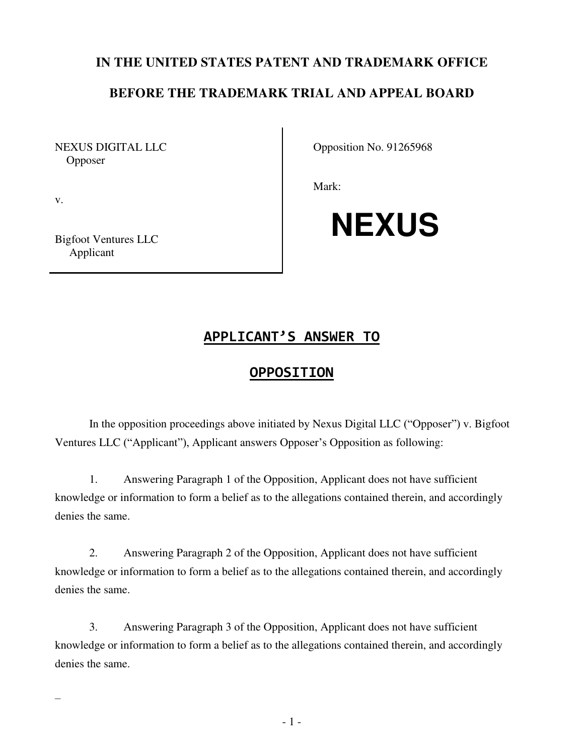# IN THE UNITED STATES PATENT AND TRADEMARK OFFICE

# BEFORE THE TRADEMARK TRIAL AND APPEAL BOARD

| | |
|---|---|
| NEXUS DIGITAL LLC<br>Opposer<br><br>v.<br><br>Bigfoot Ventures LLC<br>Applicant | Opposition No. 91265968<br><br>Mark:<br><br>**NEXUS** |

## APPLICANT'S ANSWER TO OPPOSITION

In the opposition proceedings above initiated by Nexus Digital LLC ("Opposer") v. Bigfoot Ventures LLC ("Applicant"), Applicant answers Opposer's Opposition as following:

1. Answering Paragraph 1 of the Opposition, Applicant does not have sufficient knowledge or information to form a belief as to the allegations contained therein, and accordingly denies the same.

2. Answering Paragraph 2 of the Opposition, Applicant does not have sufficient knowledge or information to form a belief as to the allegations contained therein, and accordingly denies the same.

3. Answering Paragraph 3 of the Opposition, Applicant does not have sufficient knowledge or information to form a belief as to the allegations contained therein, and accordingly denies the same.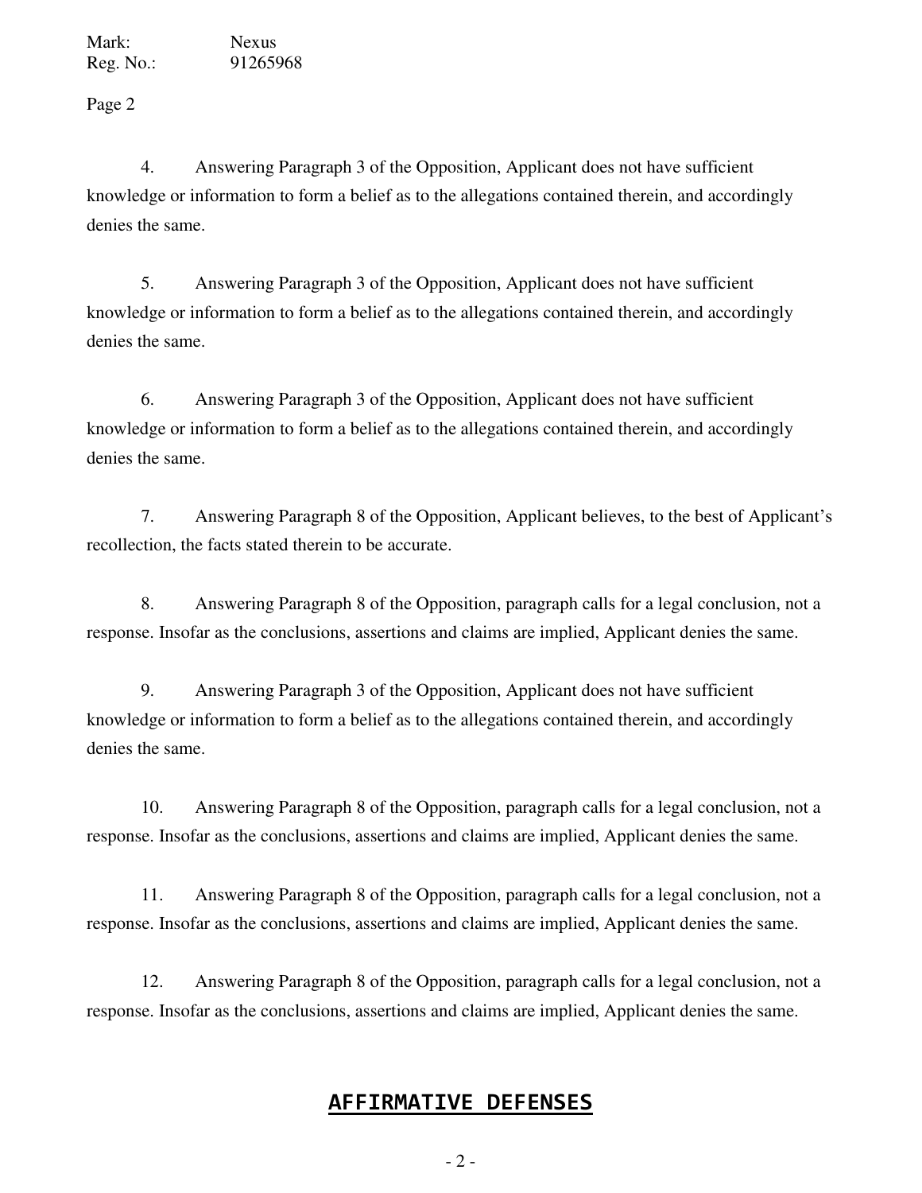4. Answering Paragraph 3 of the Opposition, Applicant does not have sufficient knowledge or information to form a belief as to the allegations contained therein, and accordingly denies the same.

5. Answering Paragraph 3 of the Opposition, Applicant does not have sufficient knowledge or information to form a belief as to the allegations contained therein, and accordingly denies the same.

6. Answering Paragraph 3 of the Opposition, Applicant does not have sufficient knowledge or information to form a belief as to the allegations contained therein, and accordingly denies the same.

7. Answering Paragraph 8 of the Opposition, Applicant believes, to the best of Applicant's recollection, the facts stated therein to be accurate.

8. Answering Paragraph 8 of the Opposition, paragraph calls for a legal conclusion, not a response. Insofar as the conclusions, assertions and claims are implied, Applicant denies the same.

9. Answering Paragraph 3 of the Opposition, Applicant does not have sufficient knowledge or information to form a belief as to the allegations contained therein, and accordingly denies the same.

10. Answering Paragraph 8 of the Opposition, paragraph calls for a legal conclusion, not a response. Insofar as the conclusions, assertions and claims are implied, Applicant denies the same.

11. Answering Paragraph 8 of the Opposition, paragraph calls for a legal conclusion, not a response. Insofar as the conclusions, assertions and claims are implied, Applicant denies the same.

12. Answering Paragraph 8 of the Opposition, paragraph calls for a legal conclusion, not a response. Insofar as the conclusions, assertions and claims are implied, Applicant denies the same.

## AFFIRMATIVE DEFENSES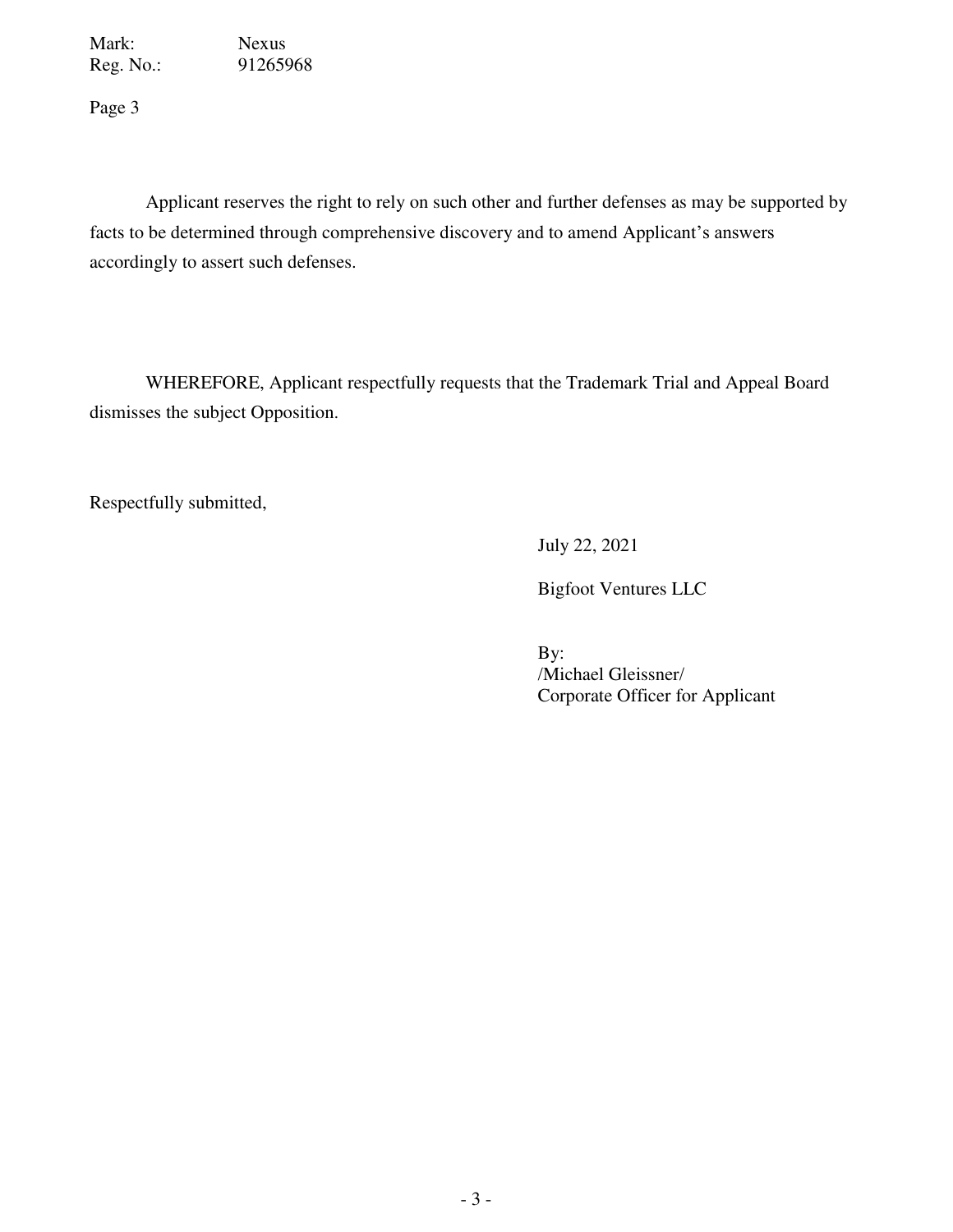Applicant reserves the right to rely on such other and further defenses as may be supported by facts to be determined through comprehensive discovery and to amend Applicant's answers accordingly to assert such defenses.

WHEREFORE, Applicant respectfully requests that the Trademark Trial and Appeal Board dismisses the subject Opposition.

Respectfully submitted,

July 22, 2021

Bigfoot Ventures LLC

By:
/Michael Gleissner/
Corporate Officer for Applicant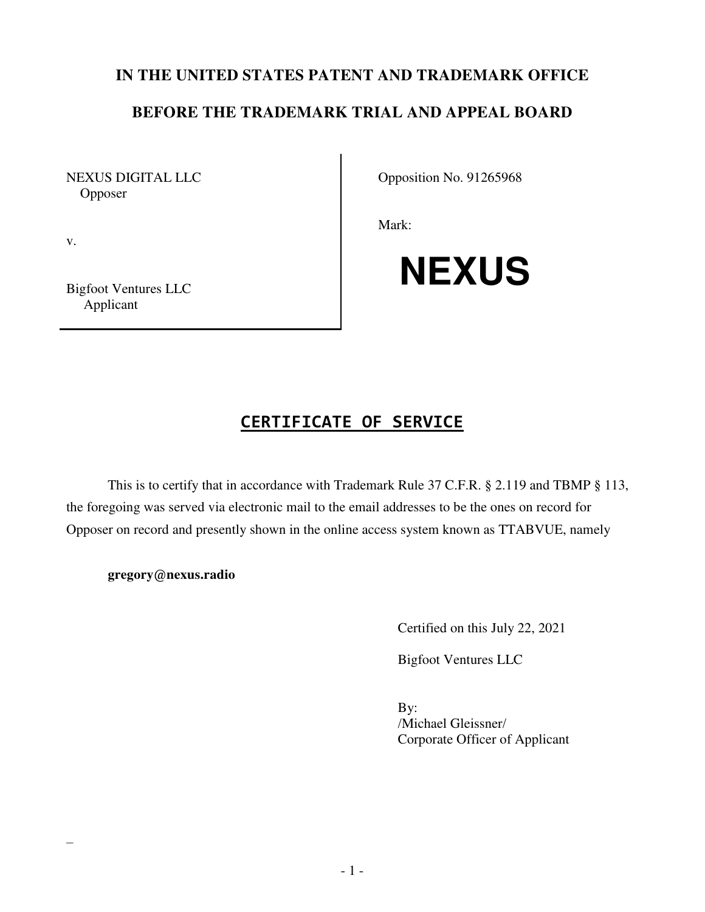# IN THE UNITED STATES PATENT AND TRADEMARK OFFICE

## BEFORE THE TRADEMARK TRIAL AND APPEAL BOARD

| | |
|---|---|
| NEXUS DIGITAL LLC<br>Opposer<br><br>v.<br><br>Bigfoot Ventures LLC<br>Applicant | Opposition No. 91265968<br><br>Mark:<br><br>**NEXUS** |

## CERTIFICATE OF SERVICE

This is to certify that in accordance with Trademark Rule 37 C.F.R. § 2.119 and TBMP § 113, the foregoing was served via electronic mail to the email addresses to be the ones on record for Opposer on record and presently shown in the online access system known as TTABVUE, namely

**gregory@nexus.radio**

Certified on this July 22, 2021

Bigfoot Ventures LLC

By:
/Michael Gleissner/
Corporate Officer of Applicant